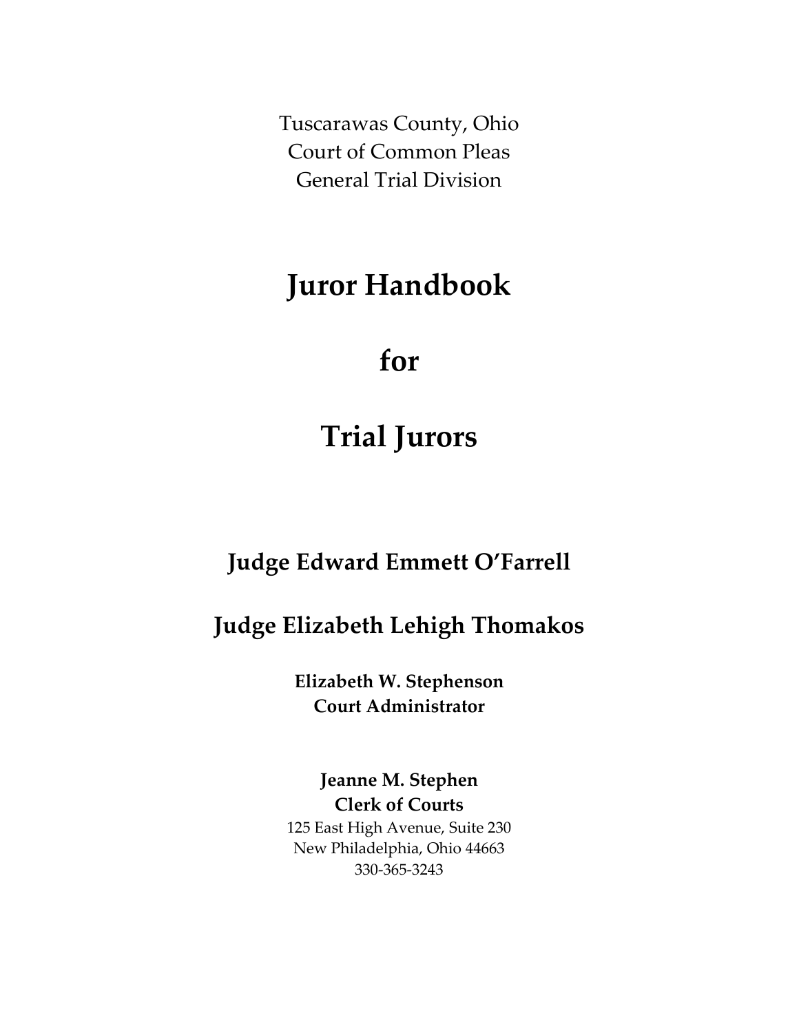Tuscarawas County, Ohio
Court of Common Pleas
General Trial Division

# Juror Handbook

# for

# Trial Jurors

## Judge Edward Emmett O'Farrell

## Judge Elizabeth Lehigh Thomakos

**Elizabeth W. Stephenson**
**Court Administrator**

**Jeanne M. Stephen**
**Clerk of Courts**
125 East High Avenue, Suite 230
New Philadelphia, Ohio 44663
330-365-3243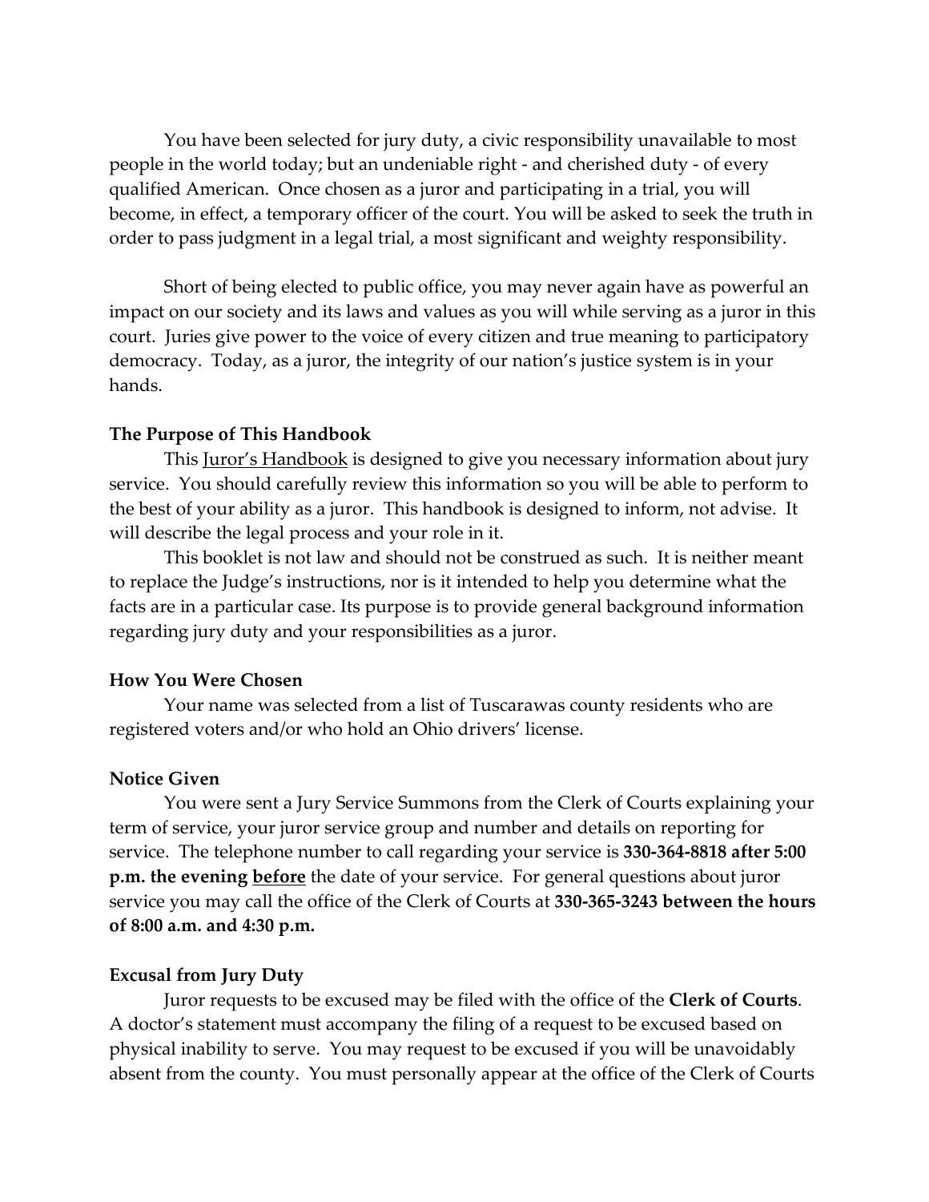You have been selected for jury duty, a civic responsibility unavailable to most people in the world today; but an undeniable right - and cherished duty - of every qualified American. Once chosen as a juror and participating in a trial, you will become, in effect, a temporary officer of the court. You will be asked to seek the truth in order to pass judgment in a legal trial, a most significant and weighty responsibility.

Short of being elected to public office, you may never again have as powerful an impact on our society and its laws and values as you will while serving as a juror in this court. Juries give power to the voice of every citizen and true meaning to participatory democracy. Today, as a juror, the integrity of our nation's justice system is in your hands.

**The Purpose of This Handbook**

This Juror's Handbook is designed to give you necessary information about jury service. You should carefully review this information so you will be able to perform to the best of your ability as a juror. This handbook is designed to inform, not advise. It will describe the legal process and your role in it.

This booklet is not law and should not be construed as such. It is neither meant to replace the Judge's instructions, nor is it intended to help you determine what the facts are in a particular case. Its purpose is to provide general background information regarding jury duty and your responsibilities as a juror.

**How You Were Chosen**

Your name was selected from a list of Tuscarawas county residents who are registered voters and/or who hold an Ohio drivers' license.

**Notice Given**

You were sent a Jury Service Summons from the Clerk of Courts explaining your term of service, your juror service group and number and details on reporting for service. The telephone number to call regarding your service is **330-364-8818 after 5:00 p.m. the evening before** the date of your service. For general questions about juror service you may call the office of the Clerk of Courts at **330-365-3243 between the hours of 8:00 a.m. and 4:30 p.m.**

**Excusal from Jury Duty**

Juror requests to be excused may be filed with the office of the **Clerk of Courts**. A doctor's statement must accompany the filing of a request to be excused based on physical inability to serve. You may request to be excused if you will be unavoidably absent from the county. You must personally appear at the office of the Clerk of Courts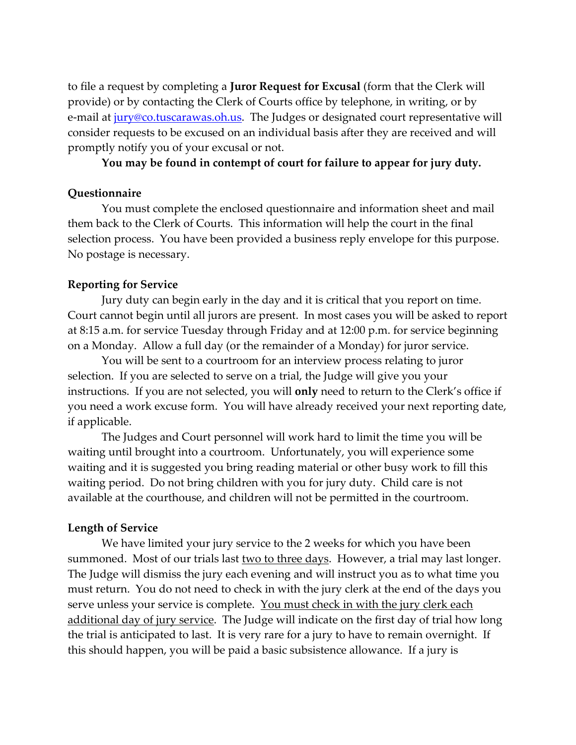to file a request by completing a **Juror Request for Excusal** (form that the Clerk will provide) or by contacting the Clerk of Courts office by telephone, in writing, or by e-mail at jury@co.tuscarawas.oh.us. The Judges or designated court representative will consider requests to be excused on an individual basis after they are received and will promptly notify you of your excusal or not.

**You may be found in contempt of court for failure to appear for jury duty.**

**Questionnaire**

You must complete the enclosed questionnaire and information sheet and mail them back to the Clerk of Courts. This information will help the court in the final selection process. You have been provided a business reply envelope for this purpose. No postage is necessary.

**Reporting for Service**

Jury duty can begin early in the day and it is critical that you report on time. Court cannot begin until all jurors are present. In most cases you will be asked to report at 8:15 a.m. for service Tuesday through Friday and at 12:00 p.m. for service beginning on a Monday. Allow a full day (or the remainder of a Monday) for juror service.

You will be sent to a courtroom for an interview process relating to juror selection. If you are selected to serve on a trial, the Judge will give you your instructions. If you are not selected, you will **only** need to return to the Clerk's office if you need a work excuse form. You will have already received your next reporting date, if applicable.

The Judges and Court personnel will work hard to limit the time you will be waiting until brought into a courtroom. Unfortunately, you will experience some waiting and it is suggested you bring reading material or other busy work to fill this waiting period. Do not bring children with you for jury duty. Child care is not available at the courthouse, and children will not be permitted in the courtroom.

**Length of Service**

We have limited your jury service to the 2 weeks for which you have been summoned. Most of our trials last <u>two to three days</u>. However, a trial may last longer. The Judge will dismiss the jury each evening and will instruct you as to what time you must return. You do not need to check in with the jury clerk at the end of the days you serve unless your service is complete. <u>You must check in with the jury clerk each additional day of jury service</u>. The Judge will indicate on the first day of trial how long the trial is anticipated to last. It is very rare for a jury to have to remain overnight. If this should happen, you will be paid a basic subsistence allowance. If a jury is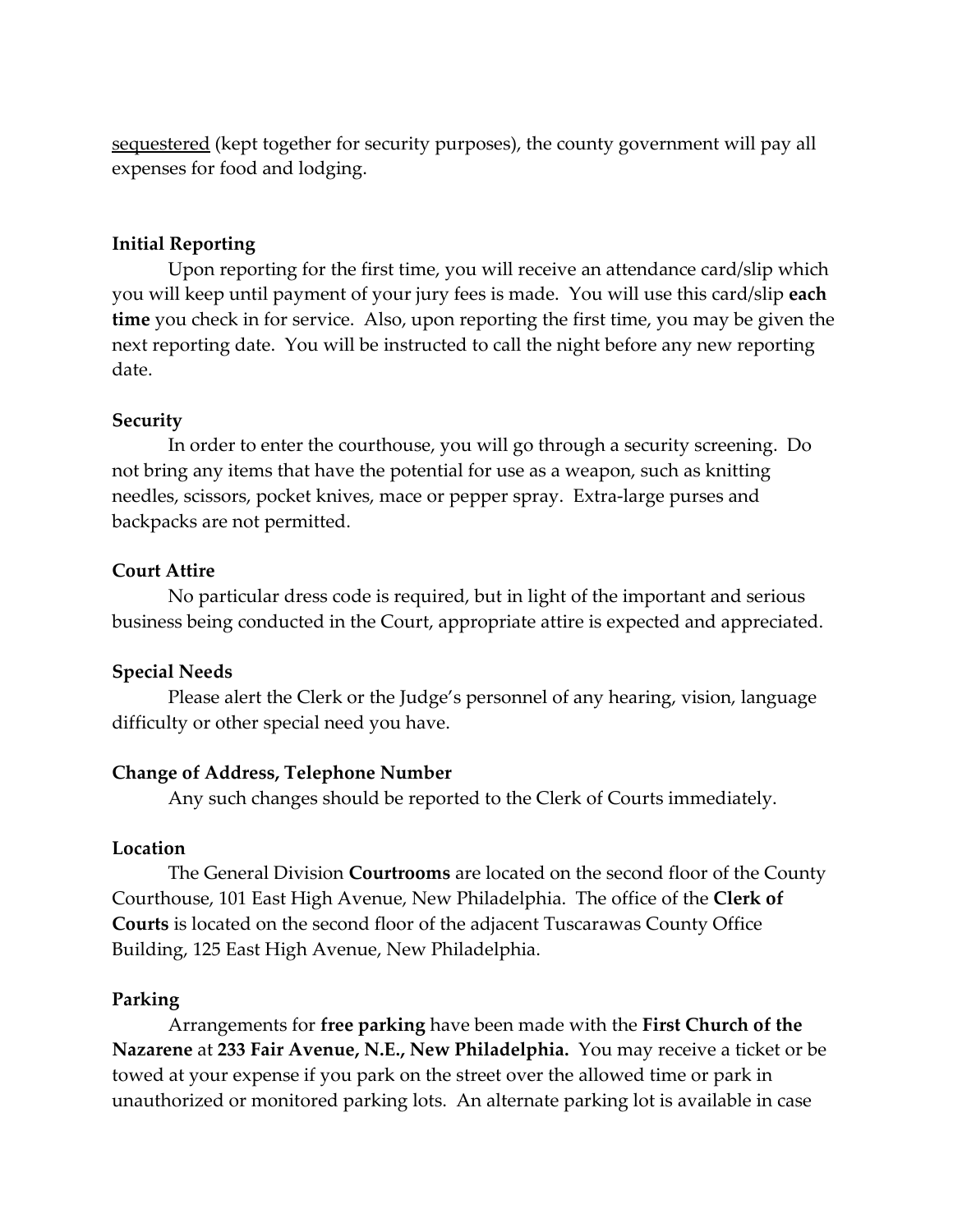sequestered (kept together for security purposes), the county government will pay all expenses for food and lodging.

**Initial Reporting**

Upon reporting for the first time, you will receive an attendance card/slip which you will keep until payment of your jury fees is made. You will use this card/slip **each time** you check in for service. Also, upon reporting the first time, you may be given the next reporting date. You will be instructed to call the night before any new reporting date.

**Security**

In order to enter the courthouse, you will go through a security screening. Do not bring any items that have the potential for use as a weapon, such as knitting needles, scissors, pocket knives, mace or pepper spray. Extra-large purses and backpacks are not permitted.

**Court Attire**

No particular dress code is required, but in light of the important and serious business being conducted in the Court, appropriate attire is expected and appreciated.

**Special Needs**

Please alert the Clerk or the Judge's personnel of any hearing, vision, language difficulty or other special need you have.

**Change of Address, Telephone Number**

Any such changes should be reported to the Clerk of Courts immediately.

**Location**

The General Division **Courtrooms** are located on the second floor of the County Courthouse, 101 East High Avenue, New Philadelphia. The office of the **Clerk of Courts** is located on the second floor of the adjacent Tuscarawas County Office Building, 125 East High Avenue, New Philadelphia.

**Parking**

Arrangements for **free parking** have been made with the **First Church of the Nazarene** at **233 Fair Avenue, N.E., New Philadelphia.** You may receive a ticket or be towed at your expense if you park on the street over the allowed time or park in unauthorized or monitored parking lots. An alternate parking lot is available in case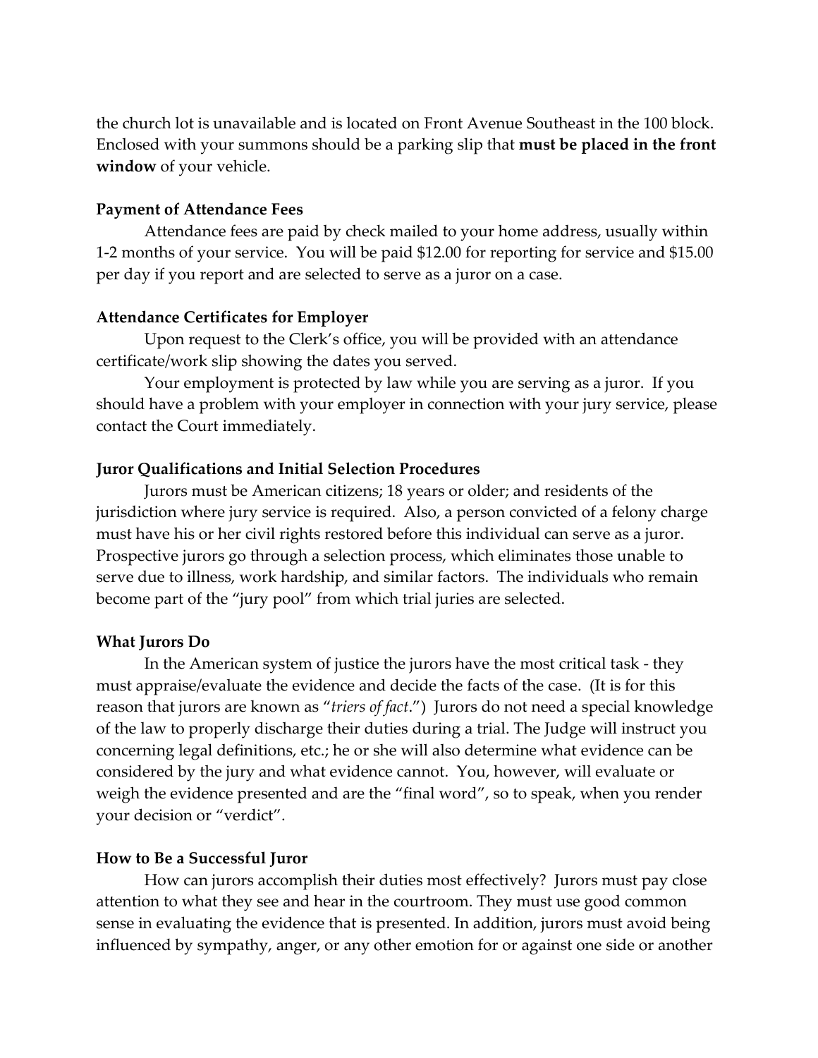the church lot is unavailable and is located on Front Avenue Southeast in the 100 block. Enclosed with your summons should be a parking slip that **must be placed in the front window** of your vehicle.

**Payment of Attendance Fees**

Attendance fees are paid by check mailed to your home address, usually within 1-2 months of your service. You will be paid $12.00 for reporting for service and $15.00 per day if you report and are selected to serve as a juror on a case.

**Attendance Certificates for Employer**

Upon request to the Clerk's office, you will be provided with an attendance certificate/work slip showing the dates you served.

Your employment is protected by law while you are serving as a juror. If you should have a problem with your employer in connection with your jury service, please contact the Court immediately.

**Juror Qualifications and Initial Selection Procedures**

Jurors must be American citizens; 18 years or older; and residents of the jurisdiction where jury service is required. Also, a person convicted of a felony charge must have his or her civil rights restored before this individual can serve as a juror. Prospective jurors go through a selection process, which eliminates those unable to serve due to illness, work hardship, and similar factors. The individuals who remain become part of the "jury pool" from which trial juries are selected.

**What Jurors Do**

In the American system of justice the jurors have the most critical task - they must appraise/evaluate the evidence and decide the facts of the case. (It is for this reason that jurors are known as "*triers of fact*.") Jurors do not need a special knowledge of the law to properly discharge their duties during a trial. The Judge will instruct you concerning legal definitions, etc.; he or she will also determine what evidence can be considered by the jury and what evidence cannot. You, however, will evaluate or weigh the evidence presented and are the "final word", so to speak, when you render your decision or "verdict".

**How to Be a Successful Juror**

How can jurors accomplish their duties most effectively? Jurors must pay close attention to what they see and hear in the courtroom. They must use good common sense in evaluating the evidence that is presented. In addition, jurors must avoid being influenced by sympathy, anger, or any other emotion for or against one side or another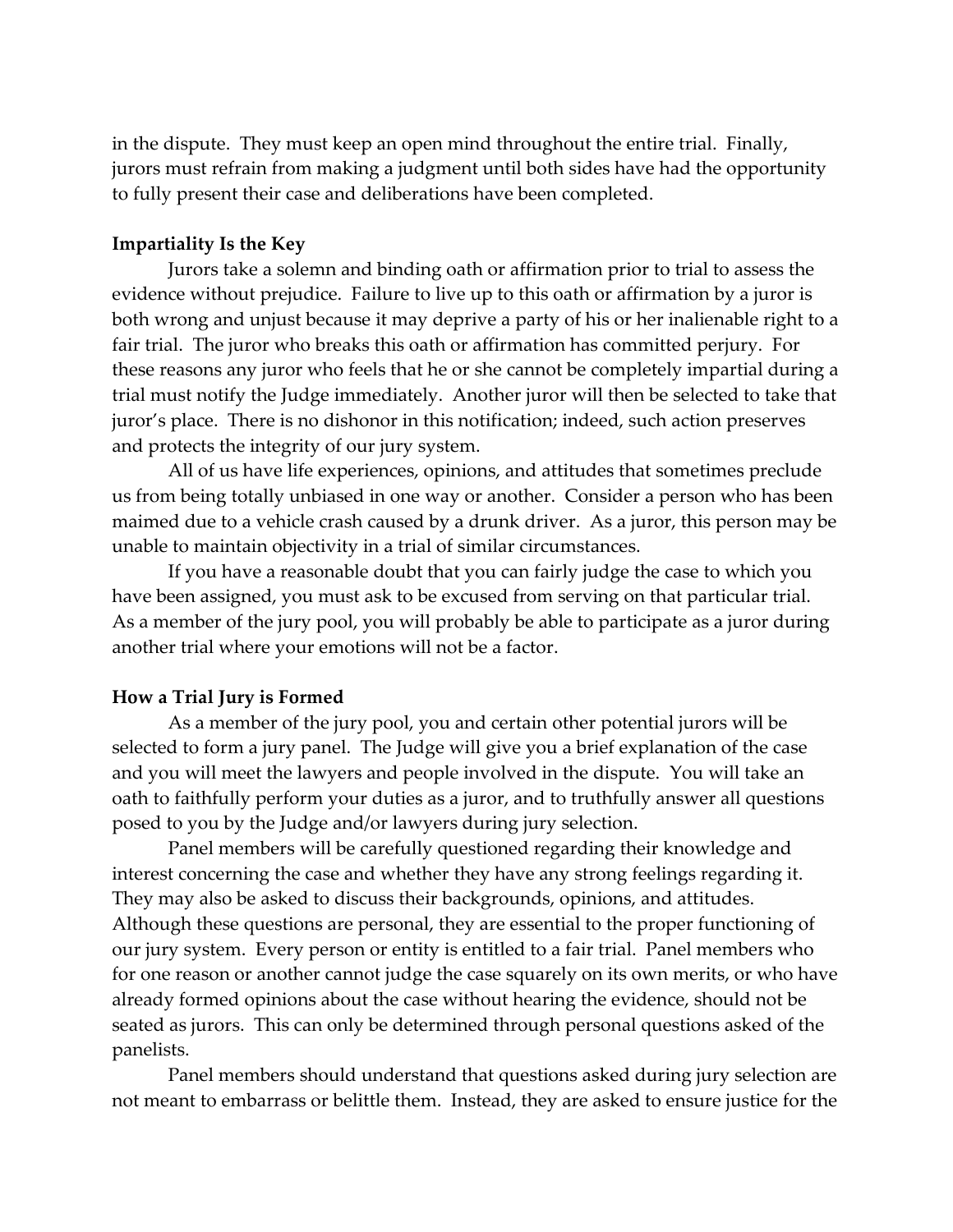in the dispute. They must keep an open mind throughout the entire trial. Finally, jurors must refrain from making a judgment until both sides have had the opportunity to fully present their case and deliberations have been completed.

**Impartiality Is the Key**

Jurors take a solemn and binding oath or affirmation prior to trial to assess the evidence without prejudice. Failure to live up to this oath or affirmation by a juror is both wrong and unjust because it may deprive a party of his or her inalienable right to a fair trial. The juror who breaks this oath or affirmation has committed perjury. For these reasons any juror who feels that he or she cannot be completely impartial during a trial must notify the Judge immediately. Another juror will then be selected to take that juror's place. There is no dishonor in this notification; indeed, such action preserves and protects the integrity of our jury system.

All of us have life experiences, opinions, and attitudes that sometimes preclude us from being totally unbiased in one way or another. Consider a person who has been maimed due to a vehicle crash caused by a drunk driver. As a juror, this person may be unable to maintain objectivity in a trial of similar circumstances.

If you have a reasonable doubt that you can fairly judge the case to which you have been assigned, you must ask to be excused from serving on that particular trial. As a member of the jury pool, you will probably be able to participate as a juror during another trial where your emotions will not be a factor.

**How a Trial Jury is Formed**

As a member of the jury pool, you and certain other potential jurors will be selected to form a jury panel. The Judge will give you a brief explanation of the case and you will meet the lawyers and people involved in the dispute. You will take an oath to faithfully perform your duties as a juror, and to truthfully answer all questions posed to you by the Judge and/or lawyers during jury selection.

Panel members will be carefully questioned regarding their knowledge and interest concerning the case and whether they have any strong feelings regarding it. They may also be asked to discuss their backgrounds, opinions, and attitudes. Although these questions are personal, they are essential to the proper functioning of our jury system. Every person or entity is entitled to a fair trial. Panel members who for one reason or another cannot judge the case squarely on its own merits, or who have already formed opinions about the case without hearing the evidence, should not be seated as jurors. This can only be determined through personal questions asked of the panelists.

Panel members should understand that questions asked during jury selection are not meant to embarrass or belittle them. Instead, they are asked to ensure justice for the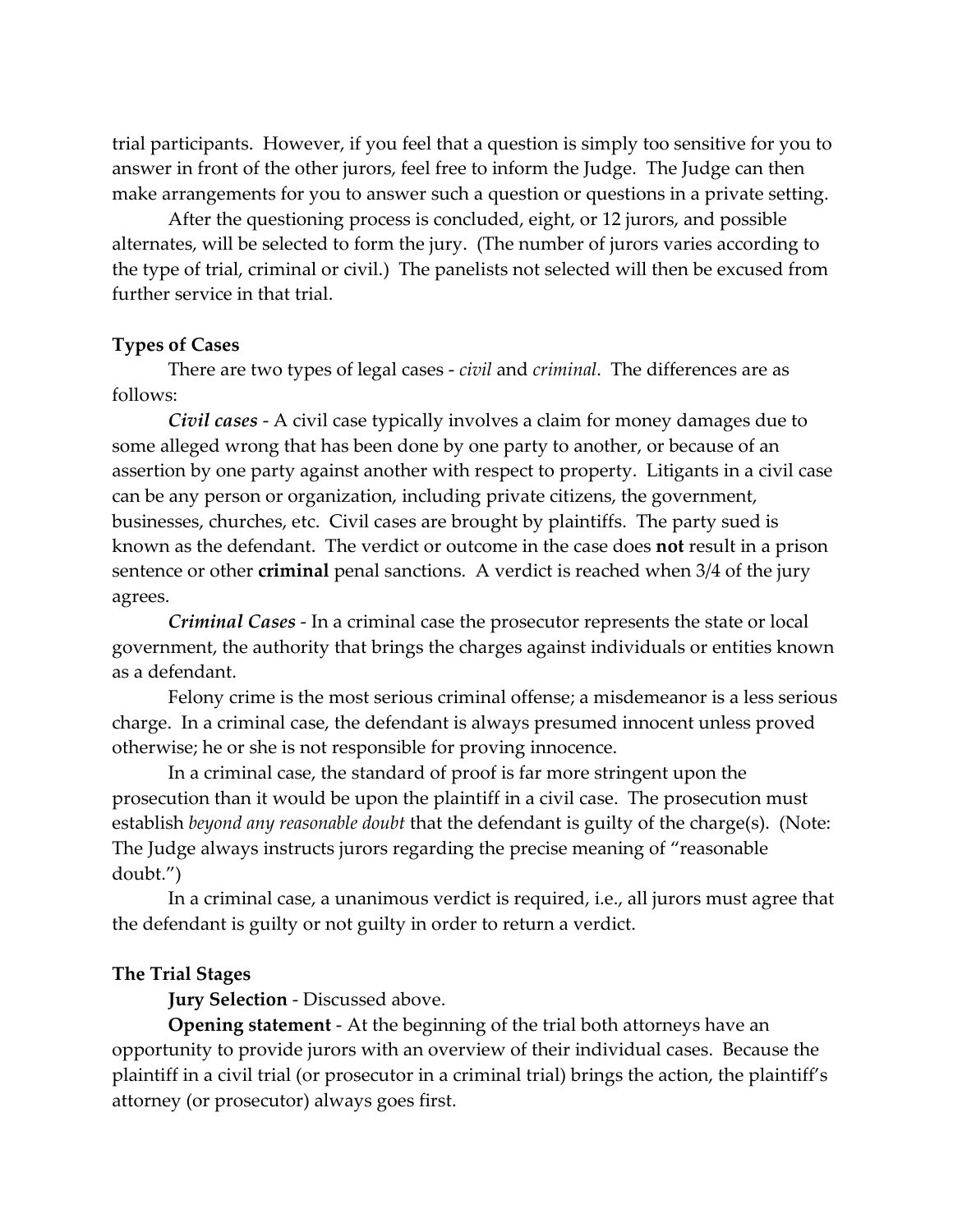trial participants. However, if you feel that a question is simply too sensitive for you to answer in front of the other jurors, feel free to inform the Judge. The Judge can then make arrangements for you to answer such a question or questions in a private setting.

After the questioning process is concluded, eight, or 12 jurors, and possible alternates, will be selected to form the jury. (The number of jurors varies according to the type of trial, criminal or civil.) The panelists not selected will then be excused from further service in that trial.

**Types of Cases**

There are two types of legal cases - *civil* and *criminal*. The differences are as follows:

***Civil cases*** - A civil case typically involves a claim for money damages due to some alleged wrong that has been done by one party to another, or because of an assertion by one party against another with respect to property. Litigants in a civil case can be any person or organization, including private citizens, the government, businesses, churches, etc. Civil cases are brought by plaintiffs. The party sued is known as the defendant. The verdict or outcome in the case does **not** result in a prison sentence or other **criminal** penal sanctions. A verdict is reached when 3/4 of the jury agrees.

***Criminal Cases*** - In a criminal case the prosecutor represents the state or local government, the authority that brings the charges against individuals or entities known as a defendant.

Felony crime is the most serious criminal offense; a misdemeanor is a less serious charge. In a criminal case, the defendant is always presumed innocent unless proved otherwise; he or she is not responsible for proving innocence.

In a criminal case, the standard of proof is far more stringent upon the prosecution than it would be upon the plaintiff in a civil case. The prosecution must establish *beyond any reasonable doubt* that the defendant is guilty of the charge(s). (Note: The Judge always instructs jurors regarding the precise meaning of "reasonable doubt.")

In a criminal case, a unanimous verdict is required, i.e., all jurors must agree that the defendant is guilty or not guilty in order to return a verdict.

**The Trial Stages**

**Jury Selection** - Discussed above.

**Opening statement** - At the beginning of the trial both attorneys have an opportunity to provide jurors with an overview of their individual cases. Because the plaintiff in a civil trial (or prosecutor in a criminal trial) brings the action, the plaintiff's attorney (or prosecutor) always goes first.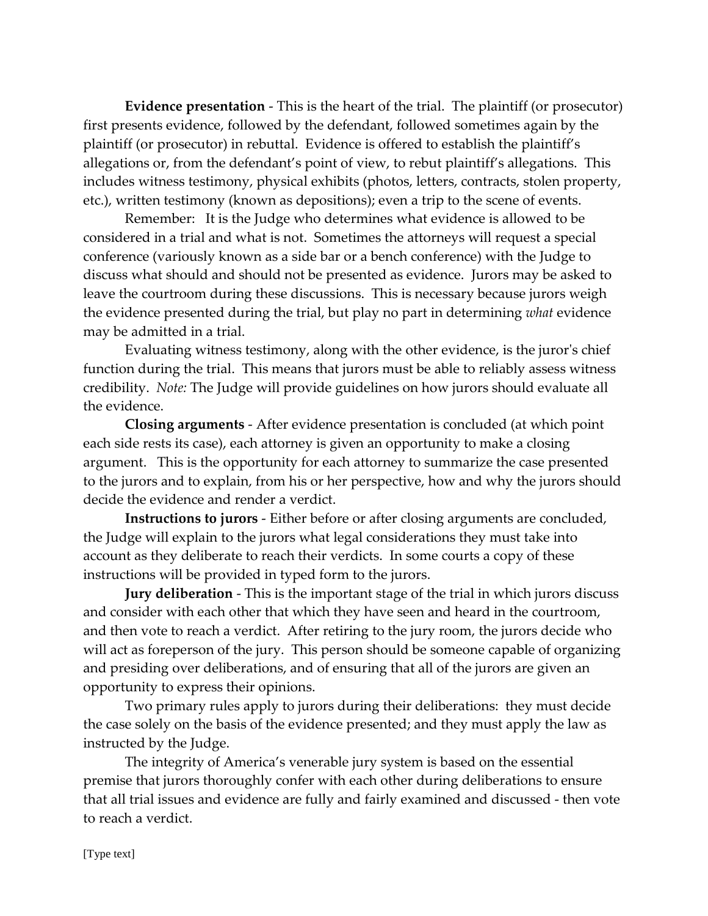**Evidence presentation** - This is the heart of the trial. The plaintiff (or prosecutor) first presents evidence, followed by the defendant, followed sometimes again by the plaintiff (or prosecutor) in rebuttal. Evidence is offered to establish the plaintiff's allegations or, from the defendant's point of view, to rebut plaintiff's allegations. This includes witness testimony, physical exhibits (photos, letters, contracts, stolen property, etc.), written testimony (known as depositions); even a trip to the scene of events.

Remember: It is the Judge who determines what evidence is allowed to be considered in a trial and what is not. Sometimes the attorneys will request a special conference (variously known as a side bar or a bench conference) with the Judge to discuss what should and should not be presented as evidence. Jurors may be asked to leave the courtroom during these discussions. This is necessary because jurors weigh the evidence presented during the trial, but play no part in determining *what* evidence may be admitted in a trial.

Evaluating witness testimony, along with the other evidence, is the juror's chief function during the trial. This means that jurors must be able to reliably assess witness credibility. *Note:* The Judge will provide guidelines on how jurors should evaluate all the evidence.

**Closing arguments** - After evidence presentation is concluded (at which point each side rests its case), each attorney is given an opportunity to make a closing argument. This is the opportunity for each attorney to summarize the case presented to the jurors and to explain, from his or her perspective, how and why the jurors should decide the evidence and render a verdict.

**Instructions to jurors** - Either before or after closing arguments are concluded, the Judge will explain to the jurors what legal considerations they must take into account as they deliberate to reach their verdicts. In some courts a copy of these instructions will be provided in typed form to the jurors.

**Jury deliberation** - This is the important stage of the trial in which jurors discuss and consider with each other that which they have seen and heard in the courtroom, and then vote to reach a verdict. After retiring to the jury room, the jurors decide who will act as foreperson of the jury. This person should be someone capable of organizing and presiding over deliberations, and of ensuring that all of the jurors are given an opportunity to express their opinions.

Two primary rules apply to jurors during their deliberations: they must decide the case solely on the basis of the evidence presented; and they must apply the law as instructed by the Judge.

The integrity of America's venerable jury system is based on the essential premise that jurors thoroughly confer with each other during deliberations to ensure that all trial issues and evidence are fully and fairly examined and discussed - then vote to reach a verdict.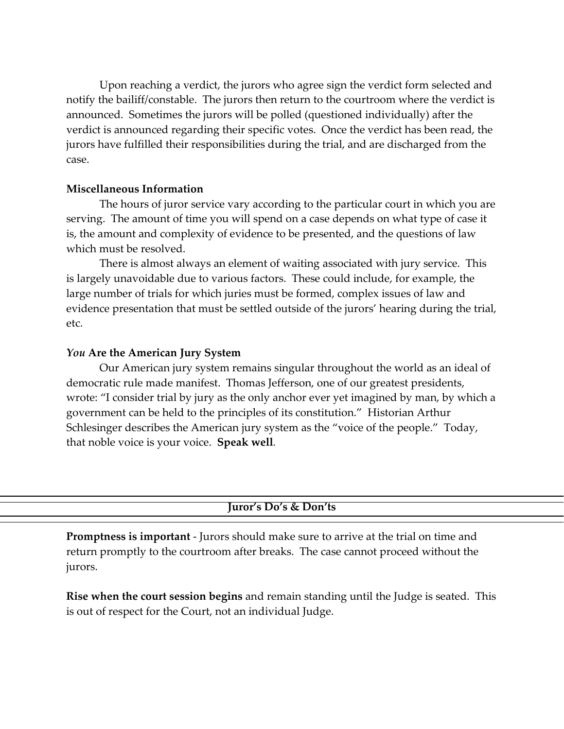Upon reaching a verdict, the jurors who agree sign the verdict form selected and notify the bailiff/constable. The jurors then return to the courtroom where the verdict is announced. Sometimes the jurors will be polled (questioned individually) after the verdict is announced regarding their specific votes. Once the verdict has been read, the jurors have fulfilled their responsibilities during the trial, and are discharged from the case.

**Miscellaneous Information**

The hours of juror service vary according to the particular court in which you are serving. The amount of time you will spend on a case depends on what type of case it is, the amount and complexity of evidence to be presented, and the questions of law which must be resolved.

There is almost always an element of waiting associated with jury service. This is largely unavoidable due to various factors. These could include, for example, the large number of trials for which juries must be formed, complex issues of law and evidence presentation that must be settled outside of the jurors' hearing during the trial, etc.

***You* Are the American Jury System**

Our American jury system remains singular throughout the world as an ideal of democratic rule made manifest. Thomas Jefferson, one of our greatest presidents, wrote: "I consider trial by jury as the only anchor ever yet imagined by man, by which a government can be held to the principles of its constitution." Historian Arthur Schlesinger describes the American jury system as the "voice of the people." Today, that noble voice is your voice. **Speak well**.

## Juror's Do's & Don'ts

**Promptness is important** - Jurors should make sure to arrive at the trial on time and return promptly to the courtroom after breaks. The case cannot proceed without the jurors.

**Rise when the court session begins** and remain standing until the Judge is seated. This is out of respect for the Court, not an individual Judge.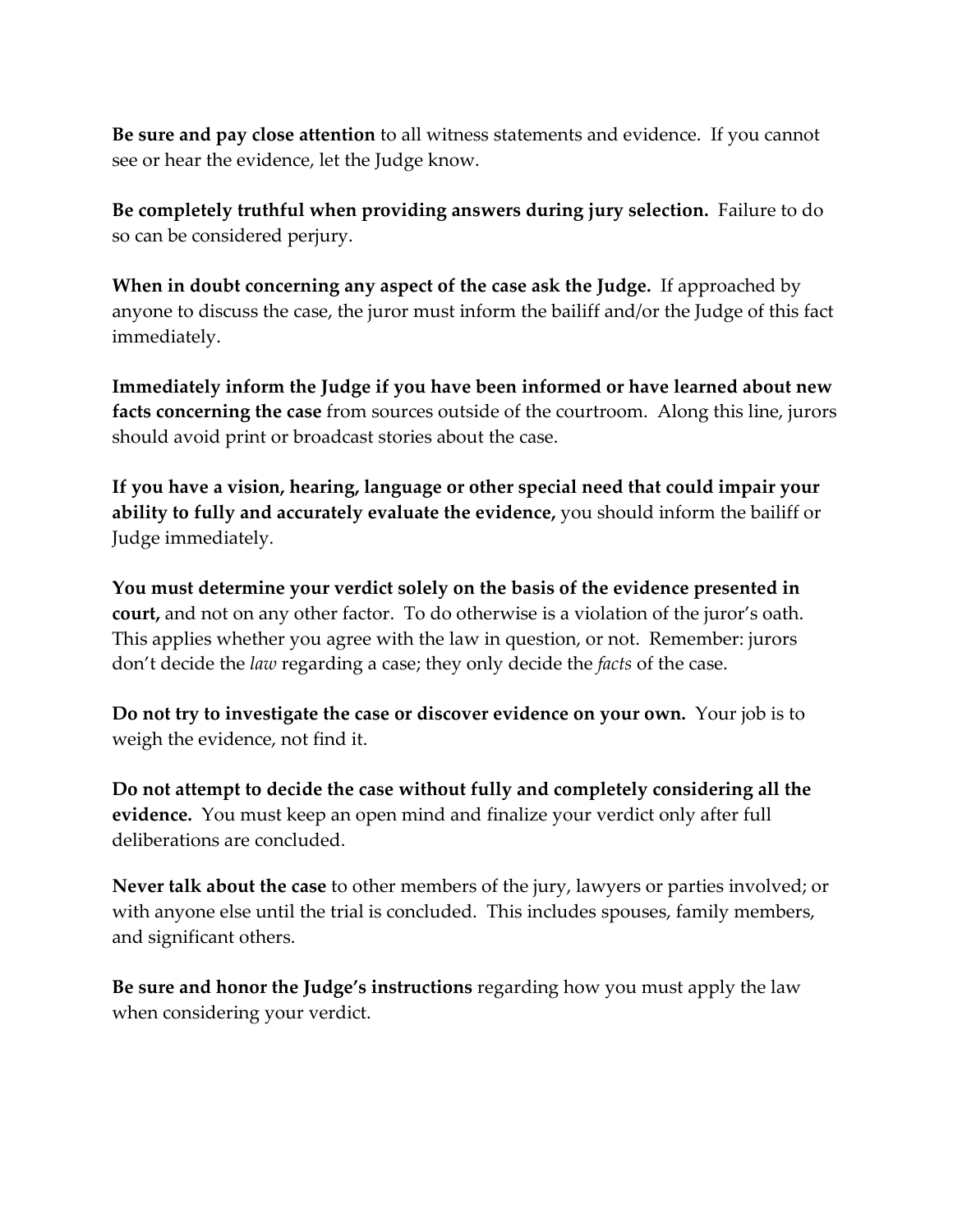**Be sure and pay close attention** to all witness statements and evidence. If you cannot see or hear the evidence, let the Judge know.

**Be completely truthful when providing answers during jury selection.** Failure to do so can be considered perjury.

**When in doubt concerning any aspect of the case ask the Judge.** If approached by anyone to discuss the case, the juror must inform the bailiff and/or the Judge of this fact immediately.

**Immediately inform the Judge if you have been informed or have learned about new facts concerning the case** from sources outside of the courtroom. Along this line, jurors should avoid print or broadcast stories about the case.

**If you have a vision, hearing, language or other special need that could impair your ability to fully and accurately evaluate the evidence,** you should inform the bailiff or Judge immediately.

**You must determine your verdict solely on the basis of the evidence presented in court,** and not on any other factor. To do otherwise is a violation of the juror's oath. This applies whether you agree with the law in question, or not. Remember: jurors don't decide the *law* regarding a case; they only decide the *facts* of the case.

**Do not try to investigate the case or discover evidence on your own.** Your job is to weigh the evidence, not find it.

**Do not attempt to decide the case without fully and completely considering all the evidence.** You must keep an open mind and finalize your verdict only after full deliberations are concluded.

**Never talk about the case** to other members of the jury, lawyers or parties involved; or with anyone else until the trial is concluded. This includes spouses, family members, and significant others.

**Be sure and honor the Judge's instructions** regarding how you must apply the law when considering your verdict.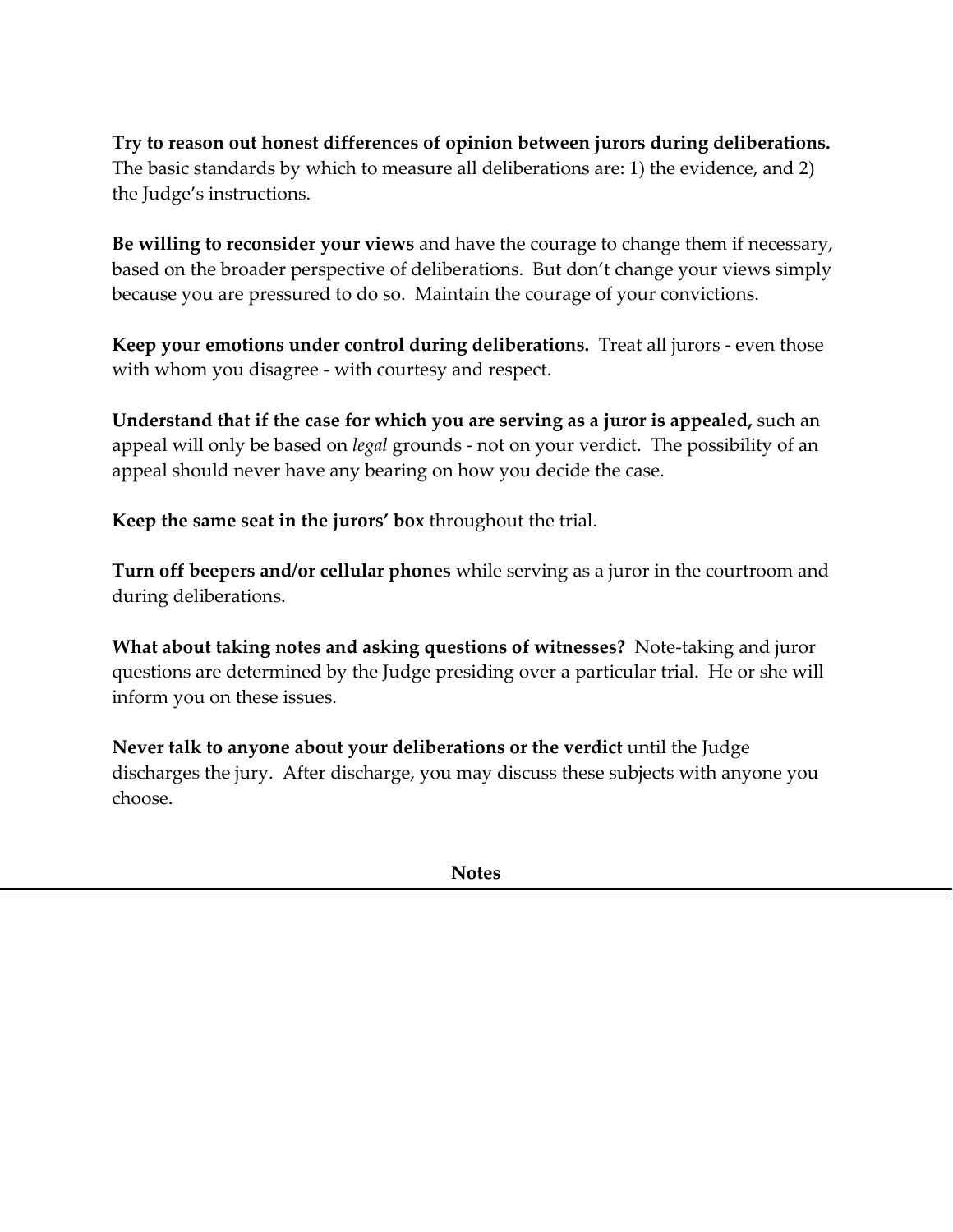**Try to reason out honest differences of opinion between jurors during deliberations.** The basic standards by which to measure all deliberations are: 1) the evidence, and 2) the Judge's instructions.

**Be willing to reconsider your views** and have the courage to change them if necessary, based on the broader perspective of deliberations. But don't change your views simply because you are pressured to do so. Maintain the courage of your convictions.

**Keep your emotions under control during deliberations.** Treat all jurors - even those with whom you disagree - with courtesy and respect.

**Understand that if the case for which you are serving as a juror is appealed,** such an appeal will only be based on *legal* grounds - not on your verdict. The possibility of an appeal should never have any bearing on how you decide the case.

**Keep the same seat in the jurors' box** throughout the trial.

**Turn off beepers and/or cellular phones** while serving as a juror in the courtroom and during deliberations.

**What about taking notes and asking questions of witnesses?** Note-taking and juror questions are determined by the Judge presiding over a particular trial. He or she will inform you on these issues.

**Never talk to anyone about your deliberations or the verdict** until the Judge discharges the jury. After discharge, you may discuss these subjects with anyone you choose.

**Notes**